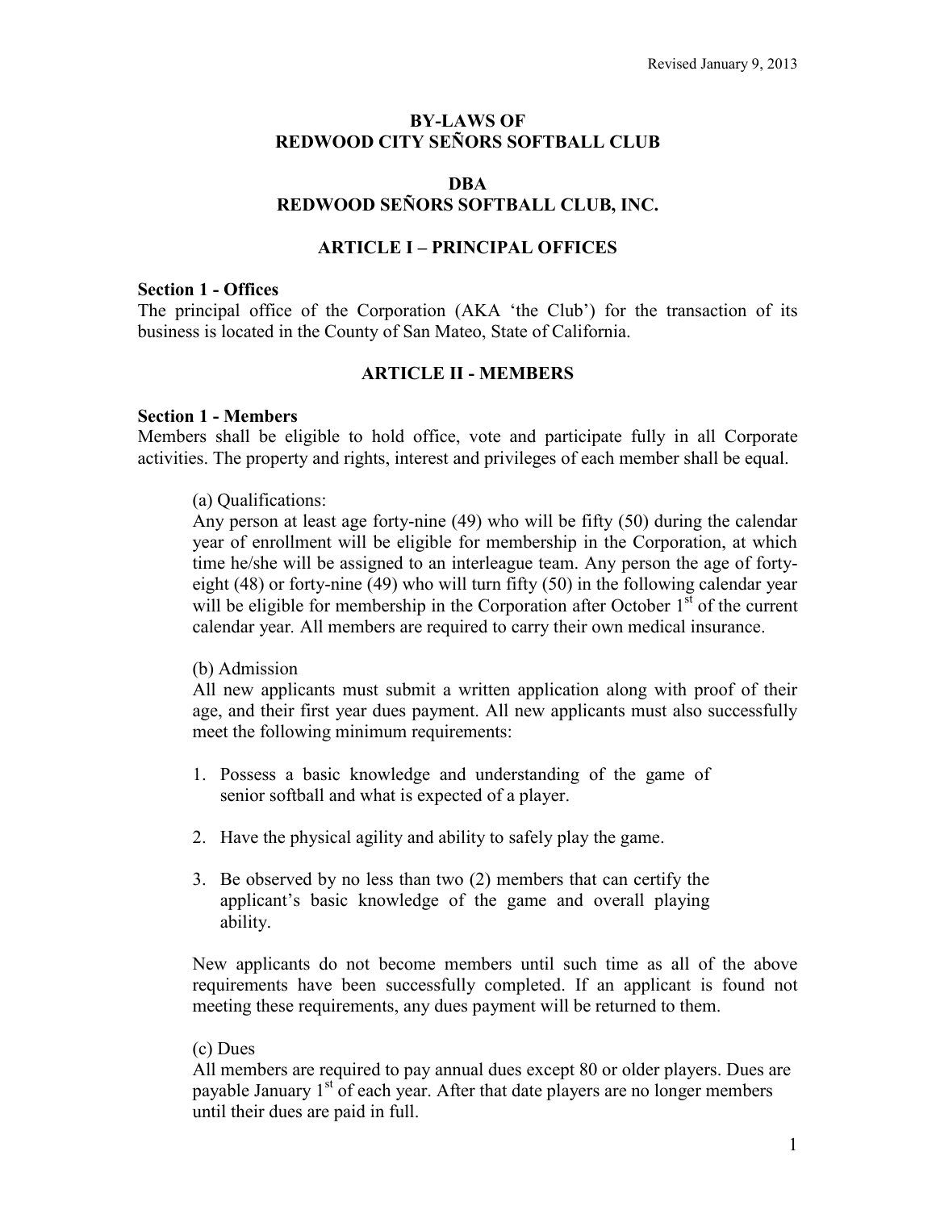Revised January 9, 2013

# BY-LAWS OF
# REDWOOD CITY SEÑORS SOFTBALL CLUB

# DBA
# REDWOOD SEÑORS SOFTBALL CLUB, INC.

## ARTICLE I – PRINCIPAL OFFICES

**Section 1 - Offices**

The principal office of the Corporation (AKA 'the Club') for the transaction of its business is located in the County of San Mateo, State of California.

## ARTICLE II - MEMBERS

**Section 1 - Members**

Members shall be eligible to hold office, vote and participate fully in all Corporate activities. The property and rights, interest and privileges of each member shall be equal.

(a) Qualifications:

Any person at least age forty-nine (49) who will be fifty (50) during the calendar year of enrollment will be eligible for membership in the Corporation, at which time he/she will be assigned to an interleague team. Any person the age of forty-eight (48) or forty-nine (49) who will turn fifty (50) in the following calendar year will be eligible for membership in the Corporation after October 1st of the current calendar year. All members are required to carry their own medical insurance.

(b) Admission

All new applicants must submit a written application along with proof of their age, and their first year dues payment. All new applicants must also successfully meet the following minimum requirements:

1. Possess a basic knowledge and understanding of the game of senior softball and what is expected of a player.
2. Have the physical agility and ability to safely play the game.
3. Be observed by no less than two (2) members that can certify the applicant's basic knowledge of the game and overall playing ability.

New applicants do not become members until such time as all of the above requirements have been successfully completed. If an applicant is found not meeting these requirements, any dues payment will be returned to them.

(c) Dues

All members are required to pay annual dues except 80 or older players. Dues are payable January 1st of each year. After that date players are no longer members until their dues are paid in full.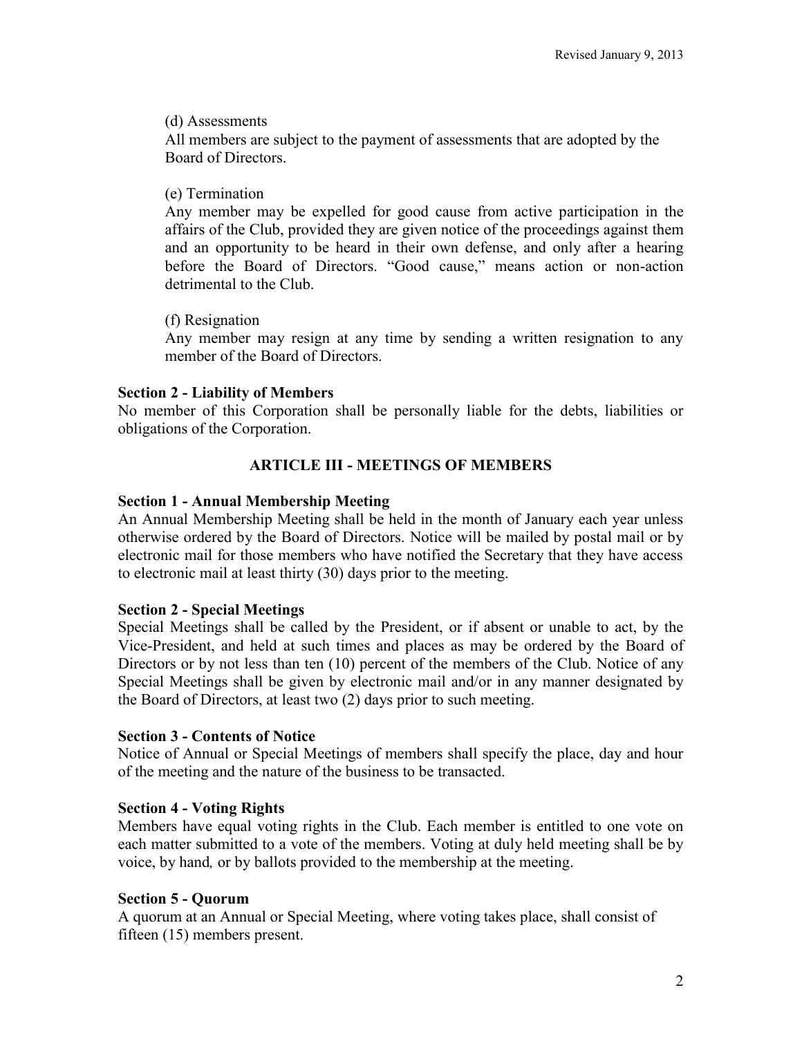(d) Assessments

All members are subject to the payment of assessments that are adopted by the Board of Directors.

(e) Termination

Any member may be expelled for good cause from active participation in the affairs of the Club, provided they are given notice of the proceedings against them and an opportunity to be heard in their own defense, and only after a hearing before the Board of Directors. "Good cause," means action or non-action detrimental to the Club.

(f) Resignation

Any member may resign at any time by sending a written resignation to any member of the Board of Directors.

**Section 2 - Liability of Members**

No member of this Corporation shall be personally liable for the debts, liabilities or obligations of the Corporation.

## ARTICLE III - MEETINGS OF MEMBERS

**Section 1 - Annual Membership Meeting**

An Annual Membership Meeting shall be held in the month of January each year unless otherwise ordered by the Board of Directors. Notice will be mailed by postal mail or by electronic mail for those members who have notified the Secretary that they have access to electronic mail at least thirty (30) days prior to the meeting.

**Section 2 - Special Meetings**

Special Meetings shall be called by the President, or if absent or unable to act, by the Vice-President, and held at such times and places as may be ordered by the Board of Directors or by not less than ten (10) percent of the members of the Club. Notice of any Special Meetings shall be given by electronic mail and/or in any manner designated by the Board of Directors, at least two (2) days prior to such meeting.

**Section 3 - Contents of Notice**

Notice of Annual or Special Meetings of members shall specify the place, day and hour of the meeting and the nature of the business to be transacted.

**Section 4 - Voting Rights**

Members have equal voting rights in the Club. Each member is entitled to one vote on each matter submitted to a vote of the members. Voting at duly held meeting shall be by voice, by hand*,* or by ballots provided to the membership at the meeting.

**Section 5 - Quorum**

A quorum at an Annual or Special Meeting, where voting takes place, shall consist of fifteen (15) members present.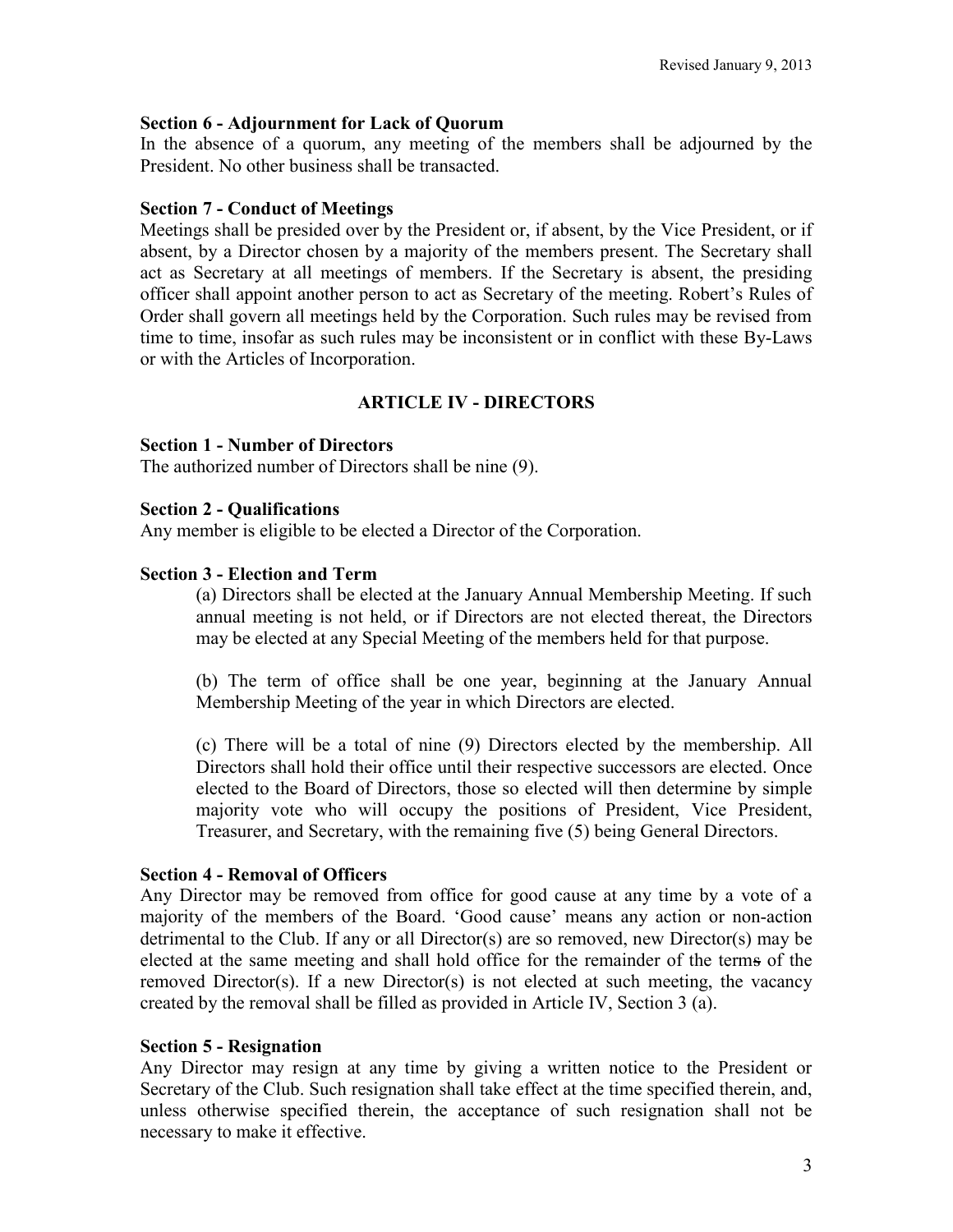**Section 6 - Adjournment for Lack of Quorum**

In the absence of a quorum, any meeting of the members shall be adjourned by the President. No other business shall be transacted.

**Section 7 - Conduct of Meetings**

Meetings shall be presided over by the President or, if absent, by the Vice President, or if absent, by a Director chosen by a majority of the members present. The Secretary shall act as Secretary at all meetings of members. If the Secretary is absent, the presiding officer shall appoint another person to act as Secretary of the meeting. Robert's Rules of Order shall govern all meetings held by the Corporation. Such rules may be revised from time to time, insofar as such rules may be inconsistent or in conflict with these By-Laws or with the Articles of Incorporation.

## ARTICLE IV - DIRECTORS

**Section 1 - Number of Directors**

The authorized number of Directors shall be nine (9).

**Section 2 - Qualifications**

Any member is eligible to be elected a Director of the Corporation.

**Section 3 - Election and Term**

(a) Directors shall be elected at the January Annual Membership Meeting. If such annual meeting is not held, or if Directors are not elected thereat, the Directors may be elected at any Special Meeting of the members held for that purpose.

(b) The term of office shall be one year, beginning at the January Annual Membership Meeting of the year in which Directors are elected.

(c) There will be a total of nine (9) Directors elected by the membership. All Directors shall hold their office until their respective successors are elected. Once elected to the Board of Directors, those so elected will then determine by simple majority vote who will occupy the positions of President, Vice President, Treasurer, and Secretary, with the remaining five (5) being General Directors.

**Section 4 - Removal of Officers**

Any Director may be removed from office for good cause at any time by a vote of a majority of the members of the Board. 'Good cause' means any action or non-action detrimental to the Club. If any or all Director(s) are so removed, new Director(s) may be elected at the same meeting and shall hold office for the remainder of the term~~s~~ of the removed Director(s). If a new Director(s) is not elected at such meeting, the vacancy created by the removal shall be filled as provided in Article IV, Section 3 (a).

**Section 5 - Resignation**

Any Director may resign at any time by giving a written notice to the President or Secretary of the Club. Such resignation shall take effect at the time specified therein, and, unless otherwise specified therein, the acceptance of such resignation shall not be necessary to make it effective.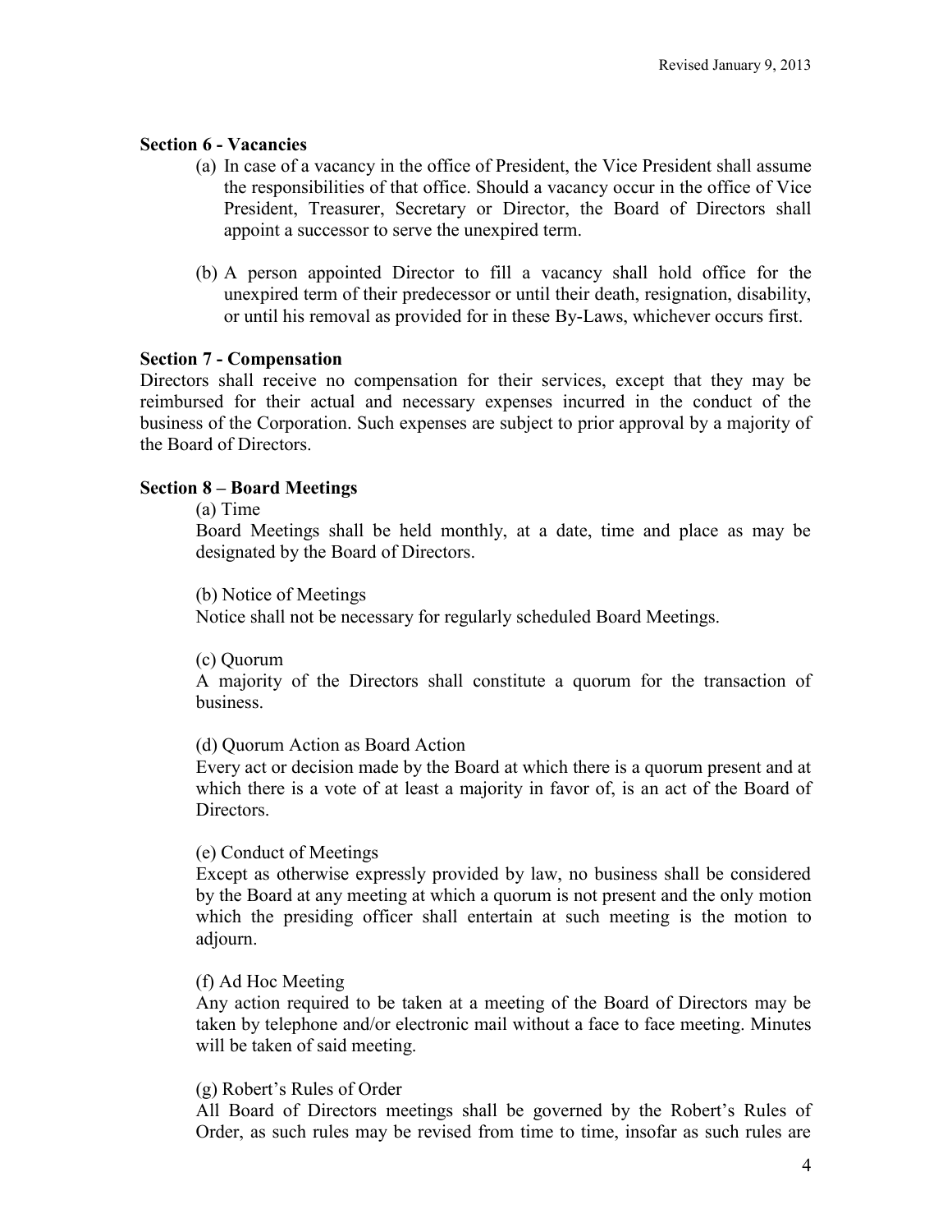**Section 6 - Vacancies**

(a) In case of a vacancy in the office of President, the Vice President shall assume the responsibilities of that office. Should a vacancy occur in the office of Vice President, Treasurer, Secretary or Director, the Board of Directors shall appoint a successor to serve the unexpired term.

(b) A person appointed Director to fill a vacancy shall hold office for the unexpired term of their predecessor or until their death, resignation, disability, or until his removal as provided for in these By-Laws, whichever occurs first.

**Section 7 - Compensation**

Directors shall receive no compensation for their services, except that they may be reimbursed for their actual and necessary expenses incurred in the conduct of the business of the Corporation. Such expenses are subject to prior approval by a majority of the Board of Directors.

**Section 8 – Board Meetings**

(a) Time

Board Meetings shall be held monthly, at a date, time and place as may be designated by the Board of Directors.

(b) Notice of Meetings

Notice shall not be necessary for regularly scheduled Board Meetings.

(c) Quorum

A majority of the Directors shall constitute a quorum for the transaction of business.

(d) Quorum Action as Board Action

Every act or decision made by the Board at which there is a quorum present and at which there is a vote of at least a majority in favor of, is an act of the Board of Directors.

(e) Conduct of Meetings

Except as otherwise expressly provided by law, no business shall be considered by the Board at any meeting at which a quorum is not present and the only motion which the presiding officer shall entertain at such meeting is the motion to adjourn.

(f) Ad Hoc Meeting

Any action required to be taken at a meeting of the Board of Directors may be taken by telephone and/or electronic mail without a face to face meeting. Minutes will be taken of said meeting.

(g) Robert's Rules of Order

All Board of Directors meetings shall be governed by the Robert's Rules of Order, as such rules may be revised from time to time, insofar as such rules are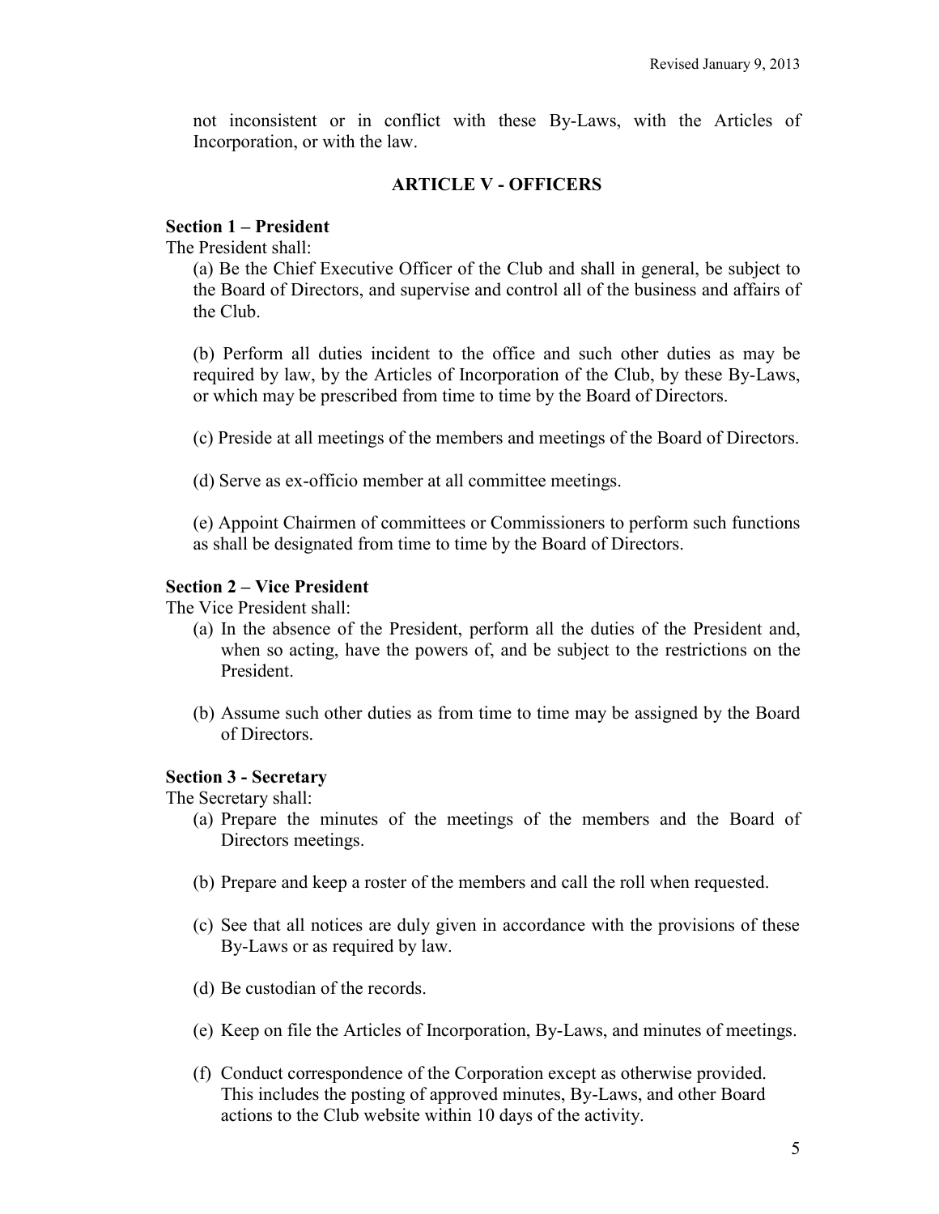not inconsistent or in conflict with these By-Laws, with the Articles of Incorporation, or with the law.

## ARTICLE V - OFFICERS

**Section 1 – President**

The President shall:

(a) Be the Chief Executive Officer of the Club and shall in general, be subject to the Board of Directors, and supervise and control all of the business and affairs of the Club.

(b) Perform all duties incident to the office and such other duties as may be required by law, by the Articles of Incorporation of the Club, by these By-Laws, or which may be prescribed from time to time by the Board of Directors.

(c) Preside at all meetings of the members and meetings of the Board of Directors.

(d) Serve as ex-officio member at all committee meetings.

(e) Appoint Chairmen of committees or Commissioners to perform such functions as shall be designated from time to time by the Board of Directors.

**Section 2 – Vice President**

The Vice President shall:

(a) In the absence of the President, perform all the duties of the President and, when so acting, have the powers of, and be subject to the restrictions on the President.

(b) Assume such other duties as from time to time may be assigned by the Board of Directors.

**Section 3 - Secretary**

The Secretary shall:

(a) Prepare the minutes of the meetings of the members and the Board of Directors meetings.

(b) Prepare and keep a roster of the members and call the roll when requested.

(c) See that all notices are duly given in accordance with the provisions of these By-Laws or as required by law.

(d) Be custodian of the records.

(e) Keep on file the Articles of Incorporation, By-Laws, and minutes of meetings.

(f) Conduct correspondence of the Corporation except as otherwise provided. This includes the posting of approved minutes, By-Laws, and other Board actions to the Club website within 10 days of the activity.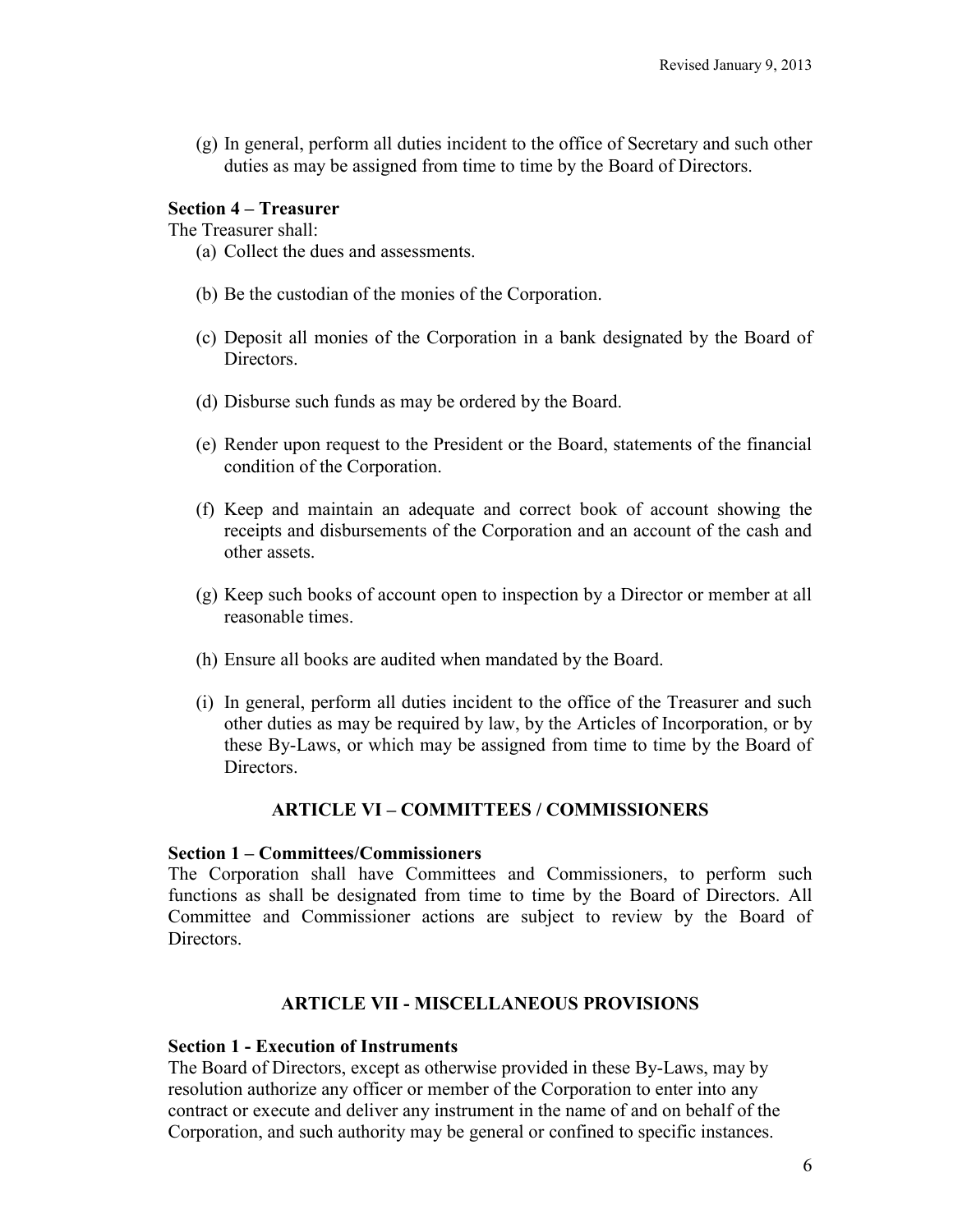(g) In general, perform all duties incident to the office of Secretary and such other duties as may be assigned from time to time by the Board of Directors.

**Section 4 – Treasurer**

The Treasurer shall:

(a) Collect the dues and assessments.

(b) Be the custodian of the monies of the Corporation.

(c) Deposit all monies of the Corporation in a bank designated by the Board of Directors.

(d) Disburse such funds as may be ordered by the Board.

(e) Render upon request to the President or the Board, statements of the financial condition of the Corporation.

(f) Keep and maintain an adequate and correct book of account showing the receipts and disbursements of the Corporation and an account of the cash and other assets.

(g) Keep such books of account open to inspection by a Director or member at all reasonable times.

(h) Ensure all books are audited when mandated by the Board.

(i) In general, perform all duties incident to the office of the Treasurer and such other duties as may be required by law, by the Articles of Incorporation, or by these By-Laws, or which may be assigned from time to time by the Board of Directors.

## ARTICLE VI – COMMITTEES / COMMISSIONERS

**Section 1 – Committees/Commissioners**

The Corporation shall have Committees and Commissioners, to perform such functions as shall be designated from time to time by the Board of Directors. All Committee and Commissioner actions are subject to review by the Board of Directors.

## ARTICLE VII - MISCELLANEOUS PROVISIONS

**Section 1 - Execution of Instruments**

The Board of Directors, except as otherwise provided in these By-Laws, may by resolution authorize any officer or member of the Corporation to enter into any contract or execute and deliver any instrument in the name of and on behalf of the Corporation, and such authority may be general or confined to specific instances.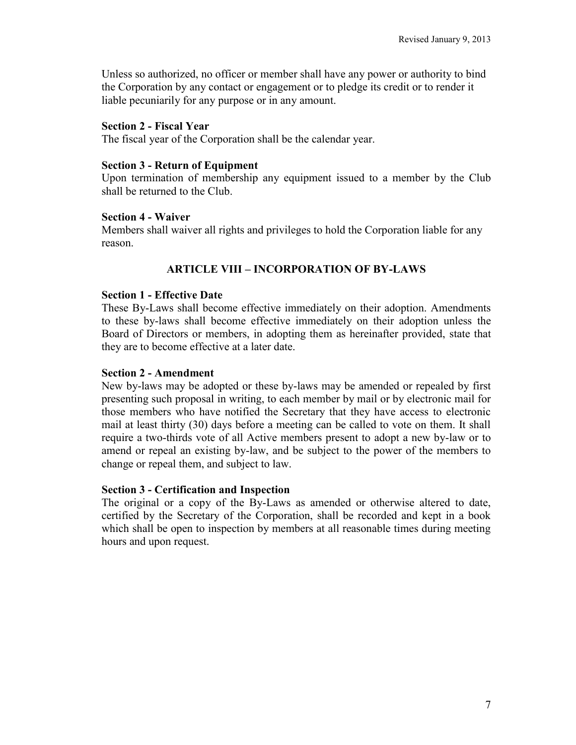Unless so authorized, no officer or member shall have any power or authority to bind the Corporation by any contact or engagement or to pledge its credit or to render it liable pecuniarily for any purpose or in any amount.

**Section 2 - Fiscal Year**
The fiscal year of the Corporation shall be the calendar year.

**Section 3 - Return of Equipment**
Upon termination of membership any equipment issued to a member by the Club shall be returned to the Club.

**Section 4 - Waiver**
Members shall waiver all rights and privileges to hold the Corporation liable for any reason.

## ARTICLE VIII – INCORPORATION OF BY-LAWS

**Section 1 - Effective Date**
These By-Laws shall become effective immediately on their adoption. Amendments to these by-laws shall become effective immediately on their adoption unless the Board of Directors or members, in adopting them as hereinafter provided, state that they are to become effective at a later date.

**Section 2 - Amendment**
New by-laws may be adopted or these by-laws may be amended or repealed by first presenting such proposal in writing, to each member by mail or by electronic mail for those members who have notified the Secretary that they have access to electronic mail at least thirty (30) days before a meeting can be called to vote on them. It shall require a two-thirds vote of all Active members present to adopt a new by-law or to amend or repeal an existing by-law, and be subject to the power of the members to change or repeal them, and subject to law.

**Section 3 - Certification and Inspection**
The original or a copy of the By-Laws as amended or otherwise altered to date, certified by the Secretary of the Corporation, shall be recorded and kept in a book which shall be open to inspection by members at all reasonable times during meeting hours and upon request.